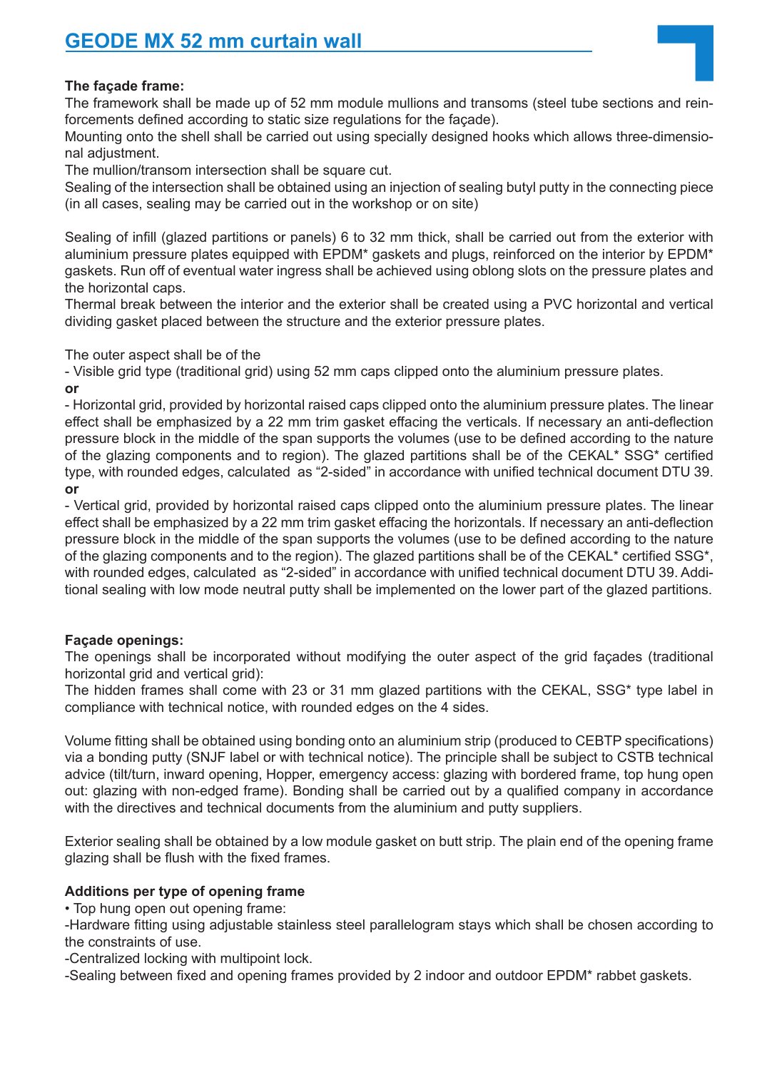# GEODE MX 52 mm curtain wall

**The façade frame:**

The framework shall be made up of 52 mm module mullions and transoms (steel tube sections and reinforcements defined according to static size regulations for the façade).

Mounting onto the shell shall be carried out using specially designed hooks which allows three-dimensional adjustment.

The mullion/transom intersection shall be square cut.

Sealing of the intersection shall be obtained using an injection of sealing butyl putty in the connecting piece (in all cases, sealing may be carried out in the workshop or on site)

Sealing of infill (glazed partitions or panels) 6 to 32 mm thick, shall be carried out from the exterior with aluminium pressure plates equipped with EPDM* gaskets and plugs, reinforced on the interior by EPDM* gaskets. Run off of eventual water ingress shall be achieved using oblong slots on the pressure plates and the horizontal caps.

Thermal break between the interior and the exterior shall be created using a PVC horizontal and vertical dividing gasket placed between the structure and the exterior pressure plates.

The outer aspect shall be of the

- Visible grid type (traditional grid) using 52 mm caps clipped onto the aluminium pressure plates.

**or**

- Horizontal grid, provided by horizontal raised caps clipped onto the aluminium pressure plates. The linear effect shall be emphasized by a 22 mm trim gasket effacing the verticals. If necessary an anti-deflection pressure block in the middle of the span supports the volumes (use to be defined according to the nature of the glazing components and to region). The glazed partitions shall be of the CEKAL* SSG* certified type, with rounded edges, calculated as "2-sided" in accordance with unified technical document DTU 39.

**or**

- Vertical grid, provided by horizontal raised caps clipped onto the aluminium pressure plates. The linear effect shall be emphasized by a 22 mm trim gasket effacing the horizontals. If necessary an anti-deflection pressure block in the middle of the span supports the volumes (use to be defined according to the nature of the glazing components and to the region). The glazed partitions shall be of the CEKAL* certified SSG*, with rounded edges, calculated as "2-sided" in accordance with unified technical document DTU 39. Additional sealing with low mode neutral putty shall be implemented on the lower part of the glazed partitions.

**Façade openings:**

The openings shall be incorporated without modifying the outer aspect of the grid façades (traditional horizontal grid and vertical grid):

The hidden frames shall come with 23 or 31 mm glazed partitions with the CEKAL, SSG* type label in compliance with technical notice, with rounded edges on the 4 sides.

Volume fitting shall be obtained using bonding onto an aluminium strip (produced to CEBTP specifications) via a bonding putty (SNJF label or with technical notice). The principle shall be subject to CSTB technical advice (tilt/turn, inward opening, Hopper, emergency access: glazing with bordered frame, top hung open out: glazing with non-edged frame). Bonding shall be carried out by a qualified company in accordance with the directives and technical documents from the aluminium and putty suppliers.

Exterior sealing shall be obtained by a low module gasket on butt strip. The plain end of the opening frame glazing shall be flush with the fixed frames.

**Additions per type of opening frame**

• Top hung open out opening frame:

-Hardware fitting using adjustable stainless steel parallelogram stays which shall be chosen according to the constraints of use.

-Centralized locking with multipoint lock.

-Sealing between fixed and opening frames provided by 2 indoor and outdoor EPDM* rabbet gaskets.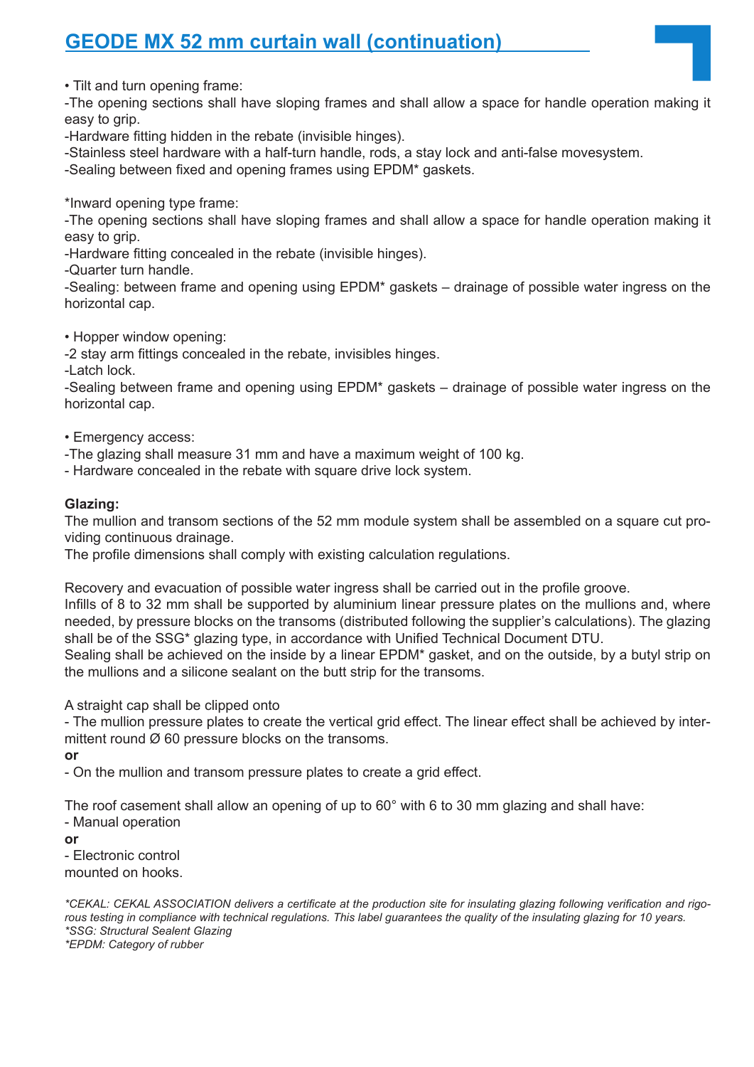# GEODE MX 52 mm curtain wall (continuation)

• Tilt and turn opening frame:
-The opening sections shall have sloping frames and shall allow a space for handle operation making it easy to grip.
-Hardware fitting hidden in the rebate (invisible hinges).
-Stainless steel hardware with a half-turn handle, rods, a stay lock and anti-false movesystem.
-Sealing between fixed and opening frames using EPDM* gaskets.

*Inward opening type frame:
-The opening sections shall have sloping frames and shall allow a space for handle operation making it easy to grip.
-Hardware fitting concealed in the rebate (invisible hinges).
-Quarter turn handle.
-Sealing: between frame and opening using EPDM* gaskets – drainage of possible water ingress on the horizontal cap.

• Hopper window opening:
-2 stay arm fittings concealed in the rebate, invisibles hinges.
-Latch lock.
-Sealing between frame and opening using EPDM* gaskets – drainage of possible water ingress on the horizontal cap.

• Emergency access:
-The glazing shall measure 31 mm and have a maximum weight of 100 kg.
- Hardware concealed in the rebate with square drive lock system.

**Glazing:**
The mullion and transom sections of the 52 mm module system shall be assembled on a square cut providing continuous drainage.
The profile dimensions shall comply with existing calculation regulations.

Recovery and evacuation of possible water ingress shall be carried out in the profile groove.
Infills of 8 to 32 mm shall be supported by aluminium linear pressure plates on the mullions and, where needed, by pressure blocks on the transoms (distributed following the supplier's calculations). The glazing shall be of the SSG* glazing type, in accordance with Unified Technical Document DTU.
Sealing shall be achieved on the inside by a linear EPDM* gasket, and on the outside, by a butyl strip on the mullions and a silicone sealant on the butt strip for the transoms.

A straight cap shall be clipped onto
- The mullion pressure plates to create the vertical grid effect. The linear effect shall be achieved by intermittent round Ø 60 pressure blocks on the transoms.
**or**
- On the mullion and transom pressure plates to create a grid effect.

The roof casement shall allow an opening of up to 60° with 6 to 30 mm glazing and shall have:
- Manual operation
**or**
- Electronic control
mounted on hooks.

*\*CEKAL: CEKAL ASSOCIATION delivers a certificate at the production site for insulating glazing following verification and rigorous testing in compliance with technical regulations. This label guarantees the quality of the insulating glazing for 10 years.*
*\*SSG: Structural Sealent Glazing*
*\*EPDM: Category of rubber*